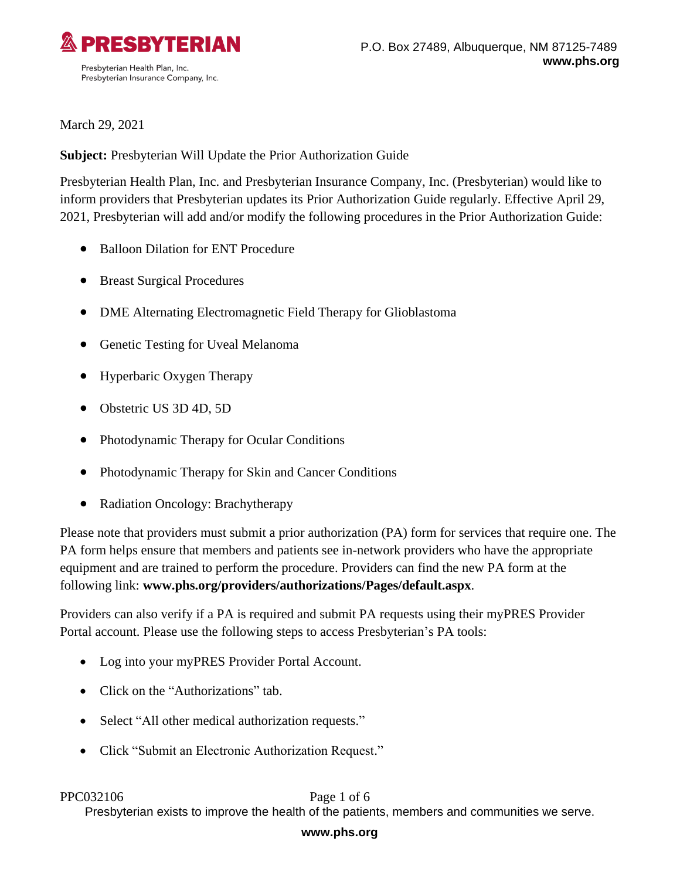**PRESBYTERIAN**

Presbyterian Health Plan, Inc.
Presbyterian Insurance Company, Inc.

P.O. Box 27489, Albuquerque, NM 87125-7489
**www.phs.org**

March 29, 2021

**Subject:** Presbyterian Will Update the Prior Authorization Guide

Presbyterian Health Plan, Inc. and Presbyterian Insurance Company, Inc. (Presbyterian) would like to inform providers that Presbyterian updates its Prior Authorization Guide regularly. Effective April 29, 2021, Presbyterian will add and/or modify the following procedures in the Prior Authorization Guide:

- Balloon Dilation for ENT Procedure
- Breast Surgical Procedures
- DME Alternating Electromagnetic Field Therapy for Glioblastoma
- Genetic Testing for Uveal Melanoma
- Hyperbaric Oxygen Therapy
- Obstetric US 3D 4D, 5D
- Photodynamic Therapy for Ocular Conditions
- Photodynamic Therapy for Skin and Cancer Conditions
- Radiation Oncology: Brachytherapy

Please note that providers must submit a prior authorization (PA) form for services that require one. The PA form helps ensure that members and patients see in-network providers who have the appropriate equipment and are trained to perform the procedure. Providers can find the new PA form at the following link: **www.phs.org/providers/authorizations/Pages/default.aspx**.

Providers can also verify if a PA is required and submit PA requests using their myPRES Provider Portal account. Please use the following steps to access Presbyterian's PA tools:

- Log into your myPRES Provider Portal Account.
- Click on the "Authorizations" tab.
- Select "All other medical authorization requests."
- Click "Submit an Electronic Authorization Request."

PPC032106

Presbyterian exists to improve the health of the patients, members and communities we serve.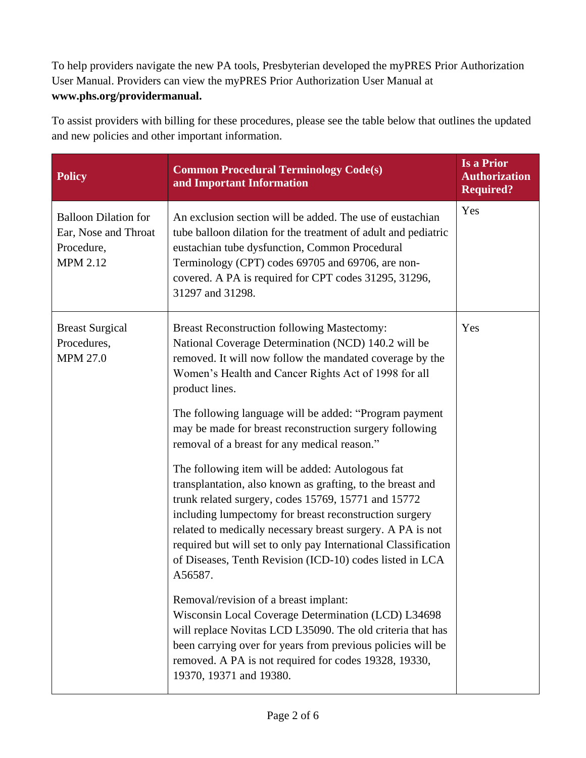To help providers navigate the new PA tools, Presbyterian developed the myPRES Prior Authorization User Manual. Providers can view the myPRES Prior Authorization User Manual at **www.phs.org/providermanual.**

To assist providers with billing for these procedures, please see the table below that outlines the updated and new policies and other important information.

| Policy | Common Procedural Terminology Code(s) and Important Information | Is a Prior Authorization Required? |
|---|---|---|
| Balloon Dilation for Ear, Nose and Throat Procedure, MPM 2.12 | An exclusion section will be added. The use of eustachian tube balloon dilation for the treatment of adult and pediatric eustachian tube dysfunction, Common Procedural Terminology (CPT) codes 69705 and 69706, are non-covered. A PA is required for CPT codes 31295, 31296, 31297 and 31298. | Yes |
| Breast Surgical Procedures, MPM 27.0 | Breast Reconstruction following Mastectomy: National Coverage Determination (NCD) 140.2 will be removed. It will now follow the mandated coverage by the Women's Health and Cancer Rights Act of 1998 for all product lines.<br><br>The following language will be added: "Program payment may be made for breast reconstruction surgery following removal of a breast for any medical reason."<br><br>The following item will be added: Autologous fat transplantation, also known as grafting, to the breast and trunk related surgery, codes 15769, 15771 and 15772 including lumpectomy for breast reconstruction surgery related to medically necessary breast surgery. A PA is not required but will set to only pay International Classification of Diseases, Tenth Revision (ICD-10) codes listed in LCA A56587.<br><br>Removal/revision of a breast implant: Wisconsin Local Coverage Determination (LCD) L34698 will replace Novitas LCD L35090. The old criteria that has been carrying over for years from previous policies will be removed. A PA is not required for codes 19328, 19330, 19370, 19371 and 19380. | Yes |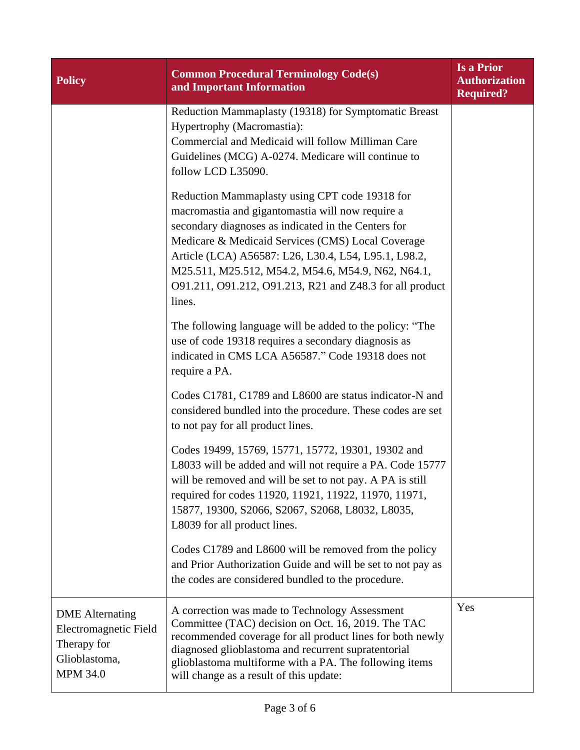| Policy | Common Procedural Terminology Code(s) and Important Information | Is a Prior Authorization Required? |
| --- | --- | --- |
| | Reduction Mammaplasty (19318) for Symptomatic Breast Hypertrophy (Macromastia): Commercial and Medicaid will follow Milliman Care Guidelines (MCG) A-0274. Medicare will continue to follow LCD L35090.<br><br>Reduction Mammaplasty using CPT code 19318 for macromastia and gigantomastia will now require a secondary diagnoses as indicated in the Centers for Medicare & Medicaid Services (CMS) Local Coverage Article (LCA) A56587: L26, L30.4, L54, L95.1, L98.2, M25.511, M25.512, M54.2, M54.6, M54.9, N62, N64.1, O91.211, O91.212, O91.213, R21 and Z48.3 for all product lines.<br><br>The following language will be added to the policy: "The use of code 19318 requires a secondary diagnosis as indicated in CMS LCA A56587." Code 19318 does not require a PA.<br><br>Codes C1781, C1789 and L8600 are status indicator-N and considered bundled into the procedure. These codes are set to not pay for all product lines.<br><br>Codes 19499, 15769, 15771, 15772, 19301, 19302 and L8033 will be added and will not require a PA. Code 15777 will be removed and will be set to not pay. A PA is still required for codes 11920, 11921, 11922, 11970, 11971, 15877, 19300, S2066, S2067, S2068, L8032, L8035, L8039 for all product lines.<br><br>Codes C1789 and L8600 will be removed from the policy and Prior Authorization Guide and will be set to not pay as the codes are considered bundled to the procedure. | |
| DME Alternating Electromagnetic Field Therapy for Glioblastoma, MPM 34.0 | A correction was made to Technology Assessment Committee (TAC) decision on Oct. 16, 2019. The TAC recommended coverage for all product lines for both newly diagnosed glioblastoma and recurrent supratentorial glioblastoma multiforme with a PA. The following items will change as a result of this update: | Yes |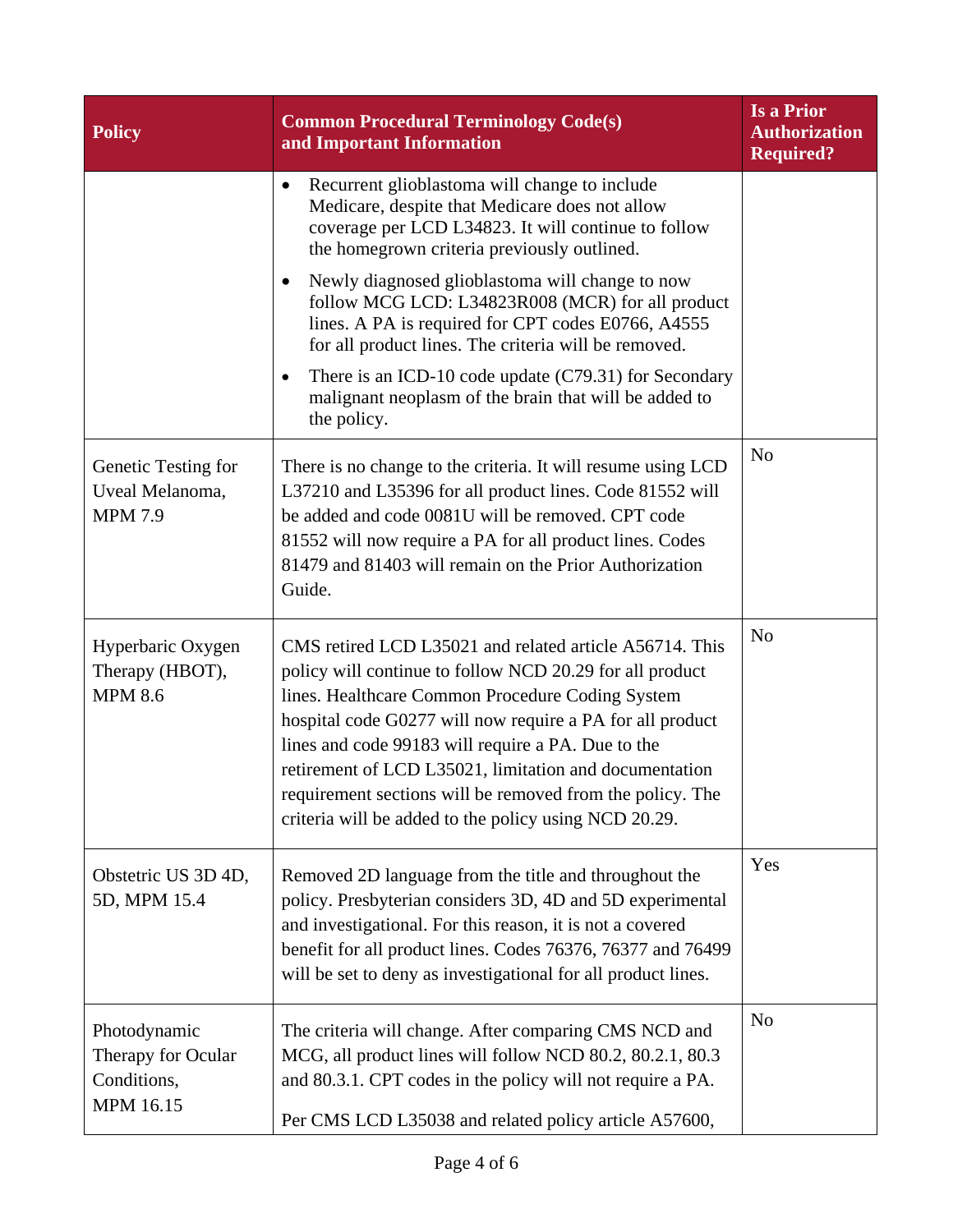| Policy | Common Procedural Terminology Code(s) and Important Information | Is a Prior Authorization Required? |
|---|---|---|
| | • Recurrent glioblastoma will change to include Medicare, despite that Medicare does not allow coverage per LCD L34823. It will continue to follow the homegrown criteria previously outlined.<br>• Newly diagnosed glioblastoma will change to now follow MCG LCD: L34823R008 (MCR) for all product lines. A PA is required for CPT codes E0766, A4555 for all product lines. The criteria will be removed.<br>• There is an ICD-10 code update (C79.31) for Secondary malignant neoplasm of the brain that will be added to the policy. | |
| Genetic Testing for Uveal Melanoma, MPM 7.9 | There is no change to the criteria. It will resume using LCD L37210 and L35396 for all product lines. Code 81552 will be added and code 0081U will be removed. CPT code 81552 will now require a PA for all product lines. Codes 81479 and 81403 will remain on the Prior Authorization Guide. | No |
| Hyperbaric Oxygen Therapy (HBOT), MPM 8.6 | CMS retired LCD L35021 and related article A56714. This policy will continue to follow NCD 20.29 for all product lines. Healthcare Common Procedure Coding System hospital code G0277 will now require a PA for all product lines and code 99183 will require a PA. Due to the retirement of LCD L35021, limitation and documentation requirement sections will be removed from the policy. The criteria will be added to the policy using NCD 20.29. | No |
| Obstetric US 3D 4D, 5D, MPM 15.4 | Removed 2D language from the title and throughout the policy. Presbyterian considers 3D, 4D and 5D experimental and investigational. For this reason, it is not a covered benefit for all product lines. Codes 76376, 76377 and 76499 will be set to deny as investigational for all product lines. | Yes |
| Photodynamic Therapy for Ocular Conditions, MPM 16.15 | The criteria will change. After comparing CMS NCD and MCG, all product lines will follow NCD 80.2, 80.2.1, 80.3 and 80.3.1. CPT codes in the policy will not require a PA.<br><br>Per CMS LCD L35038 and related policy article A57600, | No |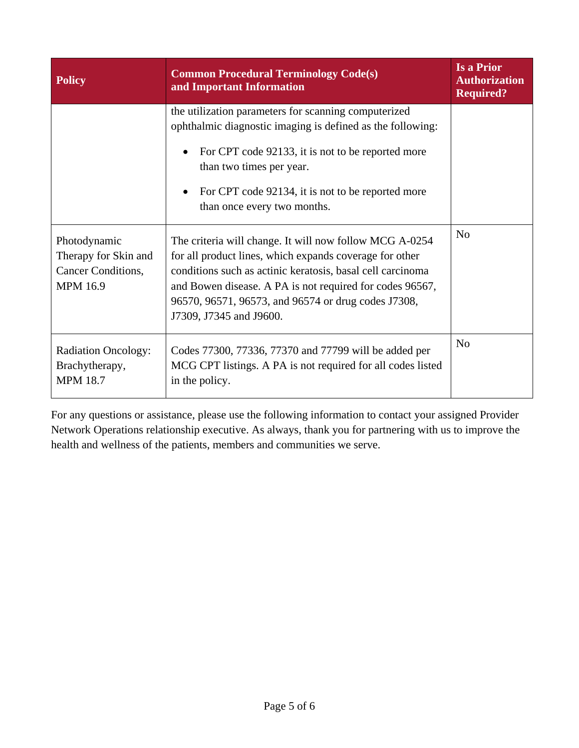| Policy | Common Procedural Terminology Code(s) and Important Information | Is a Prior Authorization Required? |
|---|---|---|
| | the utilization parameters for scanning computerized ophthalmic diagnostic imaging is defined as the following:<br><br>• For CPT code 92133, it is not to be reported more than two times per year.<br><br>• For CPT code 92134, it is not to be reported more than once every two months. | |
| Photodynamic Therapy for Skin and Cancer Conditions, MPM 16.9 | The criteria will change. It will now follow MCG A-0254 for all product lines, which expands coverage for other conditions such as actinic keratosis, basal cell carcinoma and Bowen disease. A PA is not required for codes 96567, 96570, 96571, 96573, and 96574 or drug codes J7308, J7309, J7345 and J9600. | No |
| Radiation Oncology: Brachytherapy, MPM 18.7 | Codes 77300, 77336, 77370 and 77799 will be added per MCG CPT listings. A PA is not required for all codes listed in the policy. | No |

For any questions or assistance, please use the following information to contact your assigned Provider Network Operations relationship executive. As always, thank you for partnering with us to improve the health and wellness of the patients, members and communities we serve.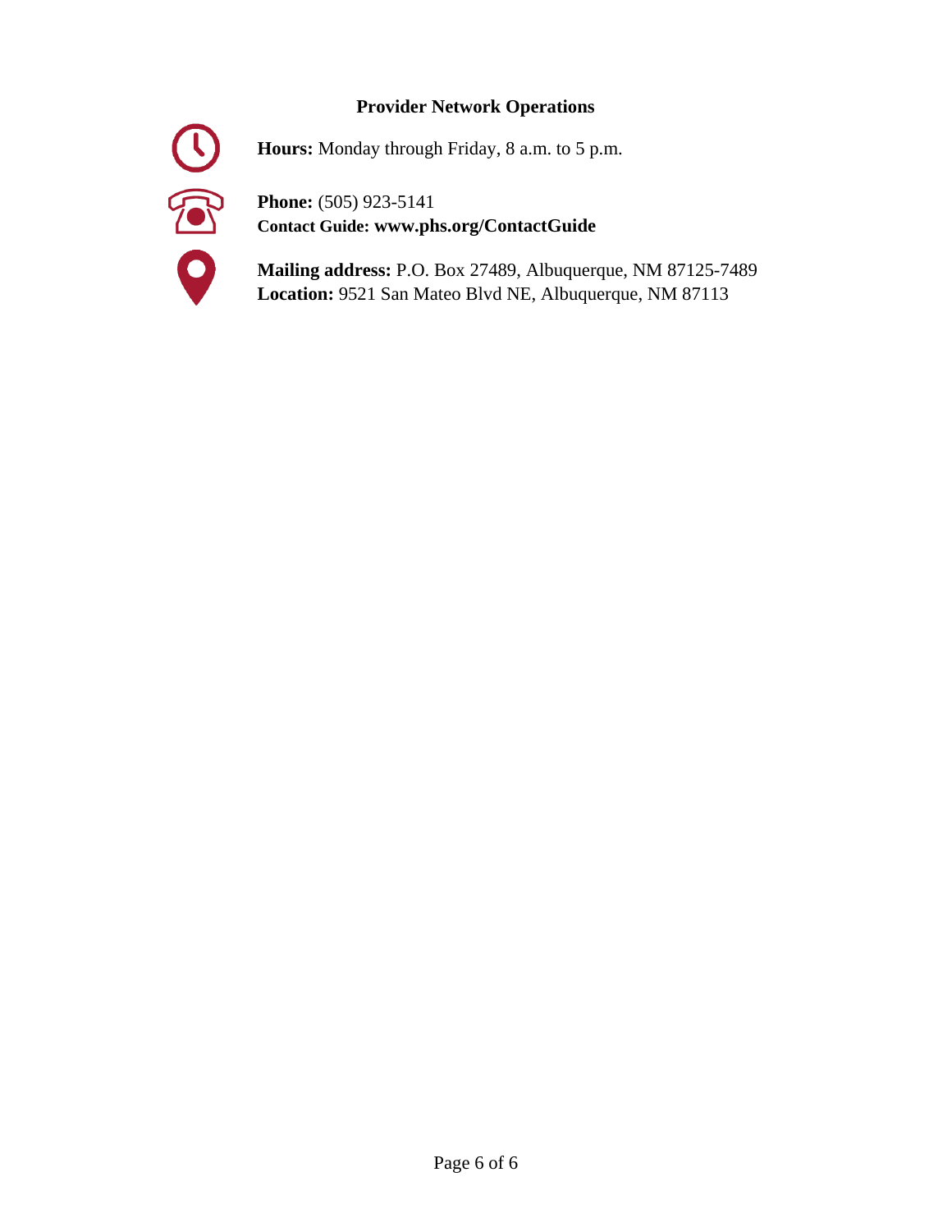**Provider Network Operations**

**Hours:** Monday through Friday, 8 a.m. to 5 p.m.

**Phone:** (505) 923-5141
**Contact Guide: www.phs.org/ContactGuide**

**Mailing address:** P.O. Box 27489, Albuquerque, NM 87125-7489
**Location:** 9521 San Mateo Blvd NE, Albuquerque, NM 87113